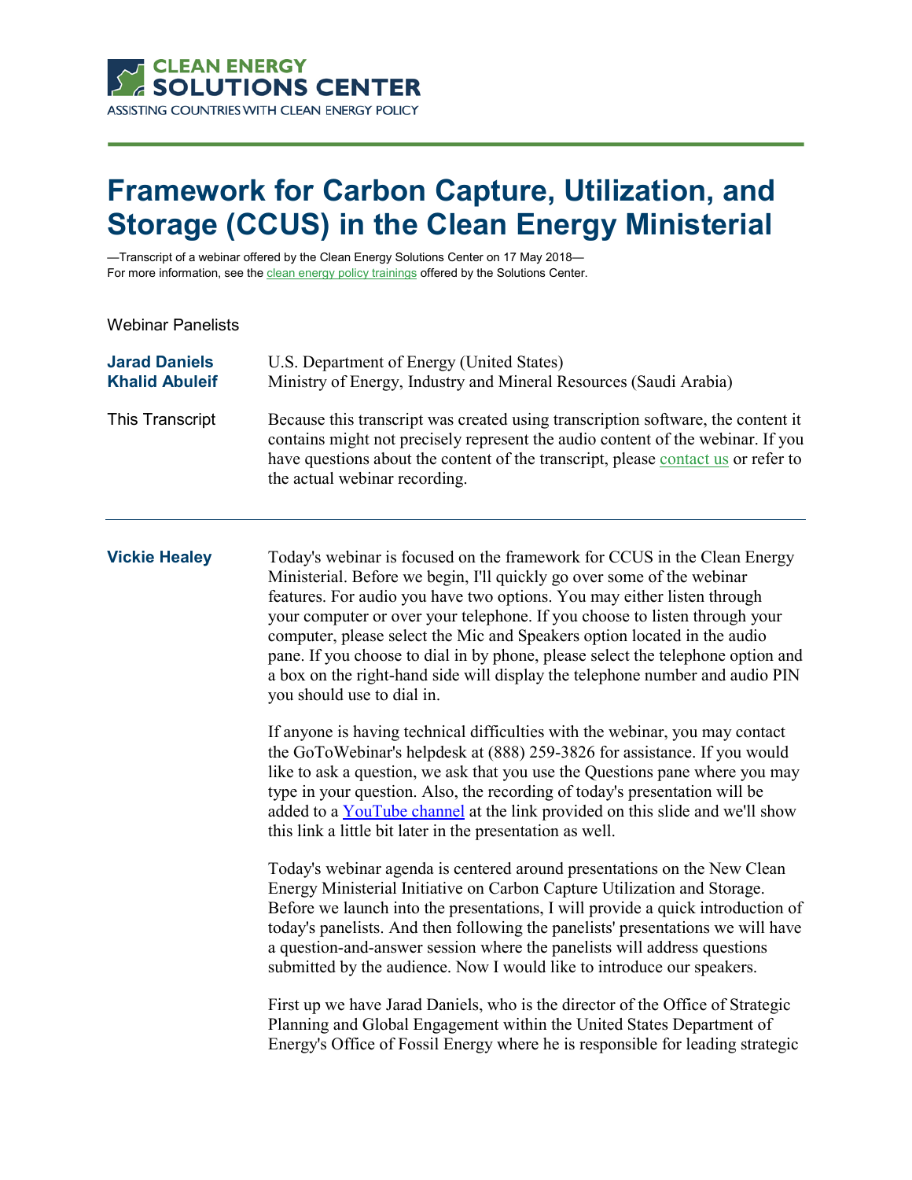CLEAN ENERGY SOLUTIONS CENTER
ASSISTING COUNTRIES WITH CLEAN ENERGY POLICY

# Framework for Carbon Capture, Utilization, and Storage (CCUS) in the Clean Energy Ministerial

—Transcript of a webinar offered by the Clean Energy Solutions Center on 17 May 2018—
For more information, see the clean energy policy trainings offered by the Solutions Center.

Webinar Panelists

| | |
|---|---|
| **Jarad Daniels** | U.S. Department of Energy (United States) |
| **Khalid Abuleif** | Ministry of Energy, Industry and Mineral Resources (Saudi Arabia) |
| This Transcript | Because this transcript was created using transcription software, the content it contains might not precisely represent the audio content of the webinar. If you have questions about the content of the transcript, please contact us or refer to the actual webinar recording. |

---

**Vickie Healey**

Today's webinar is focused on the framework for CCUS in the Clean Energy Ministerial. Before we begin, I'll quickly go over some of the webinar features. For audio you have two options. You may either listen through your computer or over your telephone. If you choose to listen through your computer, please select the Mic and Speakers option located in the audio pane. If you choose to dial in by phone, please select the telephone option and a box on the right-hand side will display the telephone number and audio PIN you should use to dial in.

If anyone is having technical difficulties with the webinar, you may contact the GoToWebinar's helpdesk at (888) 259-3826 for assistance. If you would like to ask a question, we ask that you use the Questions pane where you may type in your question. Also, the recording of today's presentation will be added to a YouTube channel at the link provided on this slide and we'll show this link a little bit later in the presentation as well.

Today's webinar agenda is centered around presentations on the New Clean Energy Ministerial Initiative on Carbon Capture Utilization and Storage. Before we launch into the presentations, I will provide a quick introduction of today's panelists. And then following the panelists' presentations we will have a question-and-answer session where the panelists will address questions submitted by the audience. Now I would like to introduce our speakers.

First up we have Jarad Daniels, who is the director of the Office of Strategic Planning and Global Engagement within the United States Department of Energy's Office of Fossil Energy where he is responsible for leading strategic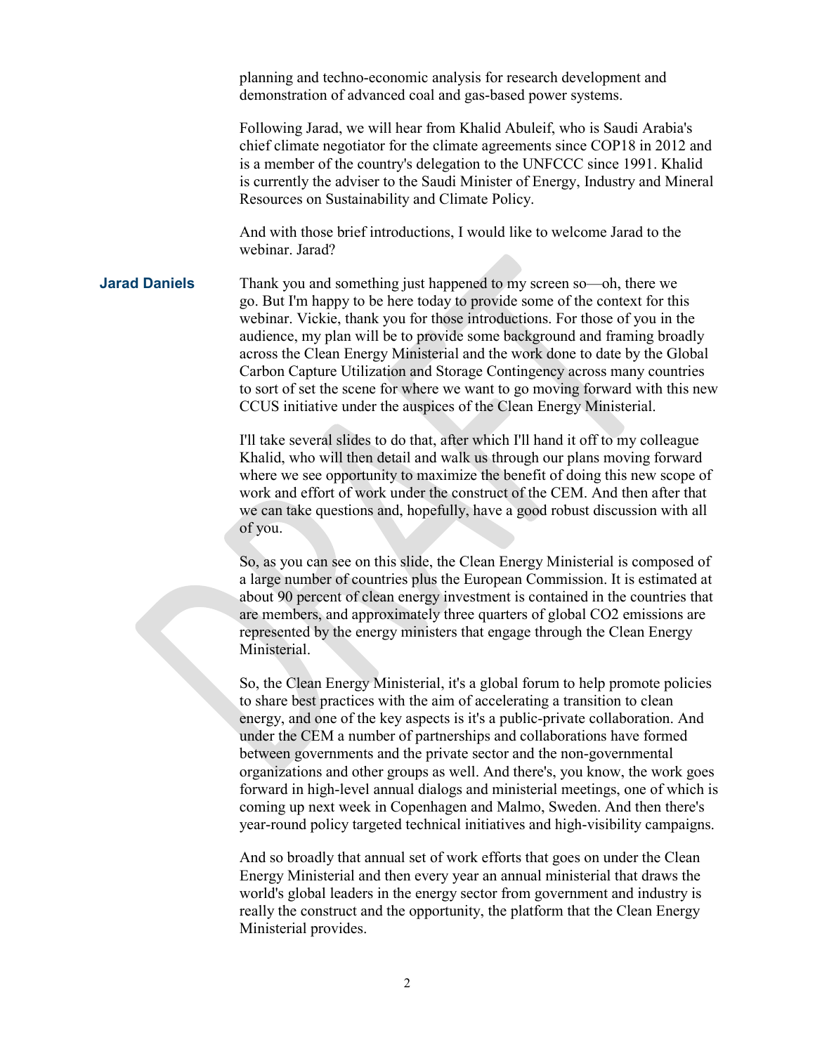planning and techno-economic analysis for research development and demonstration of advanced coal and gas-based power systems.

Following Jarad, we will hear from Khalid Abuleif, who is Saudi Arabia's chief climate negotiator for the climate agreements since COP18 in 2012 and is a member of the country's delegation to the UNFCCC since 1991. Khalid is currently the adviser to the Saudi Minister of Energy, Industry and Mineral Resources on Sustainability and Climate Policy.

And with those brief introductions, I would like to welcome Jarad to the webinar. Jarad?

**Jarad Daniels** Thank you and something just happened to my screen so—oh, there we go. But I'm happy to be here today to provide some of the context for this webinar. Vickie, thank you for those introductions. For those of you in the audience, my plan will be to provide some background and framing broadly across the Clean Energy Ministerial and the work done to date by the Global Carbon Capture Utilization and Storage Contingency across many countries to sort of set the scene for where we want to go moving forward with this new CCUS initiative under the auspices of the Clean Energy Ministerial.

I'll take several slides to do that, after which I'll hand it off to my colleague Khalid, who will then detail and walk us through our plans moving forward where we see opportunity to maximize the benefit of doing this new scope of work and effort of work under the construct of the CEM. And then after that we can take questions and, hopefully, have a good robust discussion with all of you.

So, as you can see on this slide, the Clean Energy Ministerial is composed of a large number of countries plus the European Commission. It is estimated at about 90 percent of clean energy investment is contained in the countries that are members, and approximately three quarters of global $CO_2$ emissions are represented by the energy ministers that engage through the Clean Energy Ministerial.

So, the Clean Energy Ministerial, it's a global forum to help promote policies to share best practices with the aim of accelerating a transition to clean energy, and one of the key aspects is it's a public-private collaboration. And under the CEM a number of partnerships and collaborations have formed between governments and the private sector and the non-governmental organizations and other groups as well. And there's, you know, the work goes forward in high-level annual dialogs and ministerial meetings, one of which is coming up next week in Copenhagen and Malmo, Sweden. And then there's year-round policy targeted technical initiatives and high-visibility campaigns.

And so broadly that annual set of work efforts that goes on under the Clean Energy Ministerial and then every year an annual ministerial that draws the world's global leaders in the energy sector from government and industry is really the construct and the opportunity, the platform that the Clean Energy Ministerial provides.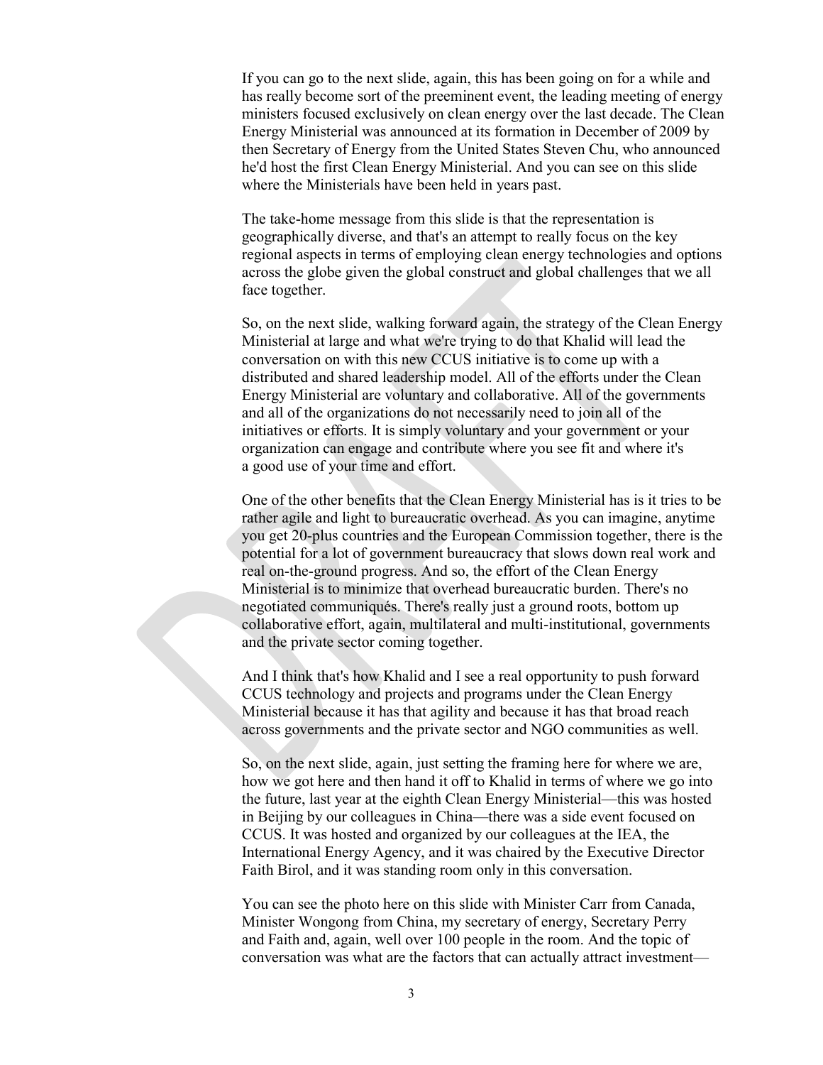If you can go to the next slide, again, this has been going on for a while and has really become sort of the preeminent event, the leading meeting of energy ministers focused exclusively on clean energy over the last decade. The Clean Energy Ministerial was announced at its formation in December of 2009 by then Secretary of Energy from the United States Steven Chu, who announced he'd host the first Clean Energy Ministerial. And you can see on this slide where the Ministerials have been held in years past.

The take-home message from this slide is that the representation is geographically diverse, and that's an attempt to really focus on the key regional aspects in terms of employing clean energy technologies and options across the globe given the global construct and global challenges that we all face together.

So, on the next slide, walking forward again, the strategy of the Clean Energy Ministerial at large and what we're trying to do that Khalid will lead the conversation on with this new CCUS initiative is to come up with a distributed and shared leadership model. All of the efforts under the Clean Energy Ministerial are voluntary and collaborative. All of the governments and all of the organizations do not necessarily need to join all of the initiatives or efforts. It is simply voluntary and your government or your organization can engage and contribute where you see fit and where it's a good use of your time and effort.

One of the other benefits that the Clean Energy Ministerial has is it tries to be rather agile and light to bureaucratic overhead. As you can imagine, anytime you get 20-plus countries and the European Commission together, there is the potential for a lot of government bureaucracy that slows down real work and real on-the-ground progress. And so, the effort of the Clean Energy Ministerial is to minimize that overhead bureaucratic burden. There's no negotiated communiqués. There's really just a ground roots, bottom up collaborative effort, again, multilateral and multi-institutional, governments and the private sector coming together.

And I think that's how Khalid and I see a real opportunity to push forward CCUS technology and projects and programs under the Clean Energy Ministerial because it has that agility and because it has that broad reach across governments and the private sector and NGO communities as well.

So, on the next slide, again, just setting the framing here for where we are, how we got here and then hand it off to Khalid in terms of where we go into the future, last year at the eighth Clean Energy Ministerial—this was hosted in Beijing by our colleagues in China—there was a side event focused on CCUS. It was hosted and organized by our colleagues at the IEA, the International Energy Agency, and it was chaired by the Executive Director Faith Birol, and it was standing room only in this conversation.

You can see the photo here on this slide with Minister Carr from Canada, Minister Wongong from China, my secretary of energy, Secretary Perry and Faith and, again, well over 100 people in the room. And the topic of conversation was what are the factors that can actually attract investment—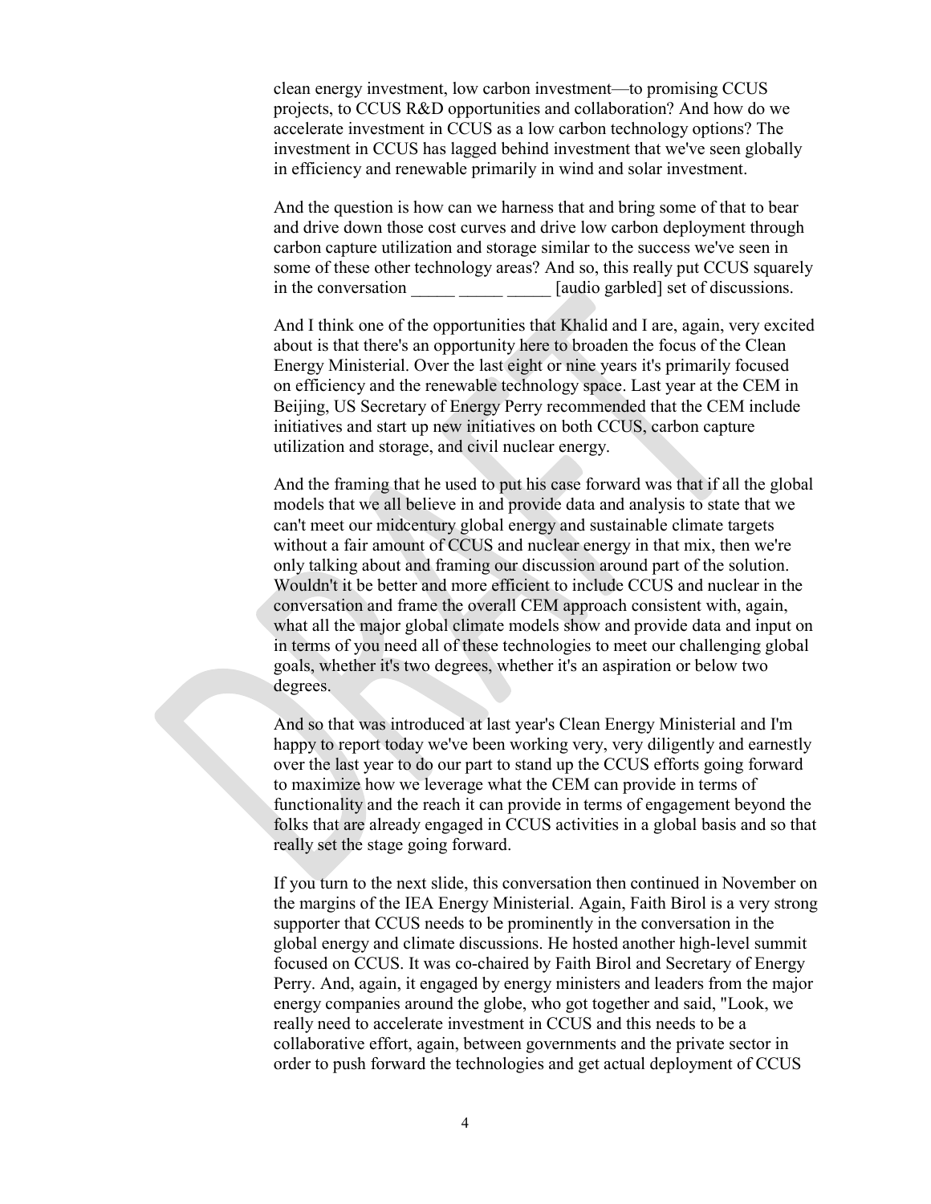clean energy investment, low carbon investment—to promising CCUS projects, to CCUS R&D opportunities and collaboration? And how do we accelerate investment in CCUS as a low carbon technology options? The investment in CCUS has lagged behind investment that we've seen globally in efficiency and renewable primarily in wind and solar investment.

And the question is how can we harness that and bring some of that to bear and drive down those cost curves and drive low carbon deployment through carbon capture utilization and storage similar to the success we've seen in some of these other technology areas? And so, this really put CCUS squarely in the conversation _____ _____ _____ [audio garbled] set of discussions.

And I think one of the opportunities that Khalid and I are, again, very excited about is that there's an opportunity here to broaden the focus of the Clean Energy Ministerial. Over the last eight or nine years it's primarily focused on efficiency and the renewable technology space. Last year at the CEM in Beijing, US Secretary of Energy Perry recommended that the CEM include initiatives and start up new initiatives on both CCUS, carbon capture utilization and storage, and civil nuclear energy.

And the framing that he used to put his case forward was that if all the global models that we all believe in and provide data and analysis to state that we can't meet our midcentury global energy and sustainable climate targets without a fair amount of CCUS and nuclear energy in that mix, then we're only talking about and framing our discussion around part of the solution. Wouldn't it be better and more efficient to include CCUS and nuclear in the conversation and frame the overall CEM approach consistent with, again, what all the major global climate models show and provide data and input on in terms of you need all of these technologies to meet our challenging global goals, whether it's two degrees, whether it's an aspiration or below two degrees.

And so that was introduced at last year's Clean Energy Ministerial and I'm happy to report today we've been working very, very diligently and earnestly over the last year to do our part to stand up the CCUS efforts going forward to maximize how we leverage what the CEM can provide in terms of functionality and the reach it can provide in terms of engagement beyond the folks that are already engaged in CCUS activities in a global basis and so that really set the stage going forward.

If you turn to the next slide, this conversation then continued in November on the margins of the IEA Energy Ministerial. Again, Faith Birol is a very strong supporter that CCUS needs to be prominently in the conversation in the global energy and climate discussions. He hosted another high-level summit focused on CCUS. It was co-chaired by Faith Birol and Secretary of Energy Perry. And, again, it engaged by energy ministers and leaders from the major energy companies around the globe, who got together and said, "Look, we really need to accelerate investment in CCUS and this needs to be a collaborative effort, again, between governments and the private sector in order to push forward the technologies and get actual deployment of CCUS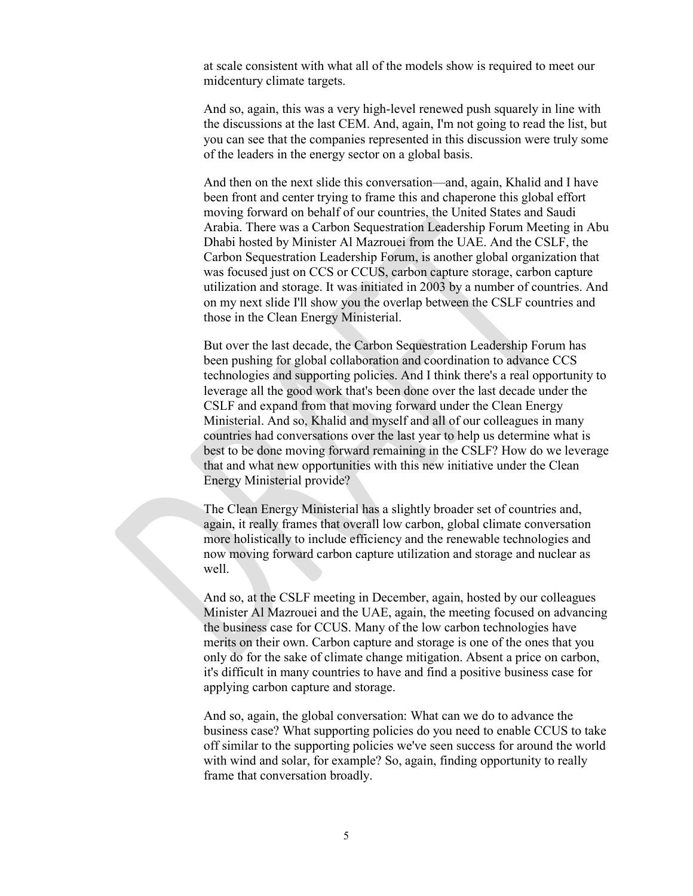at scale consistent with what all of the models show is required to meet our midcentury climate targets.

And so, again, this was a very high-level renewed push squarely in line with the discussions at the last CEM. And, again, I'm not going to read the list, but you can see that the companies represented in this discussion were truly some of the leaders in the energy sector on a global basis.

And then on the next slide this conversation—and, again, Khalid and I have been front and center trying to frame this and chaperone this global effort moving forward on behalf of our countries, the United States and Saudi Arabia. There was a Carbon Sequestration Leadership Forum Meeting in Abu Dhabi hosted by Minister Al Mazrouei from the UAE. And the CSLF, the Carbon Sequestration Leadership Forum, is another global organization that was focused just on CCS or CCUS, carbon capture storage, carbon capture utilization and storage. It was initiated in 2003 by a number of countries. And on my next slide I'll show you the overlap between the CSLF countries and those in the Clean Energy Ministerial.

But over the last decade, the Carbon Sequestration Leadership Forum has been pushing for global collaboration and coordination to advance CCS technologies and supporting policies. And I think there's a real opportunity to leverage all the good work that's been done over the last decade under the CSLF and expand from that moving forward under the Clean Energy Ministerial. And so, Khalid and myself and all of our colleagues in many countries had conversations over the last year to help us determine what is best to be done moving forward remaining in the CSLF? How do we leverage that and what new opportunities with this new initiative under the Clean Energy Ministerial provide?

The Clean Energy Ministerial has a slightly broader set of countries and, again, it really frames that overall low carbon, global climate conversation more holistically to include efficiency and the renewable technologies and now moving forward carbon capture utilization and storage and nuclear as well.

And so, at the CSLF meeting in December, again, hosted by our colleagues Minister Al Mazrouei and the UAE, again, the meeting focused on advancing the business case for CCUS. Many of the low carbon technologies have merits on their own. Carbon capture and storage is one of the ones that you only do for the sake of climate change mitigation. Absent a price on carbon, it's difficult in many countries to have and find a positive business case for applying carbon capture and storage.

And so, again, the global conversation: What can we do to advance the business case? What supporting policies do you need to enable CCUS to take off similar to the supporting policies we've seen success for around the world with wind and solar, for example? So, again, finding opportunity to really frame that conversation broadly.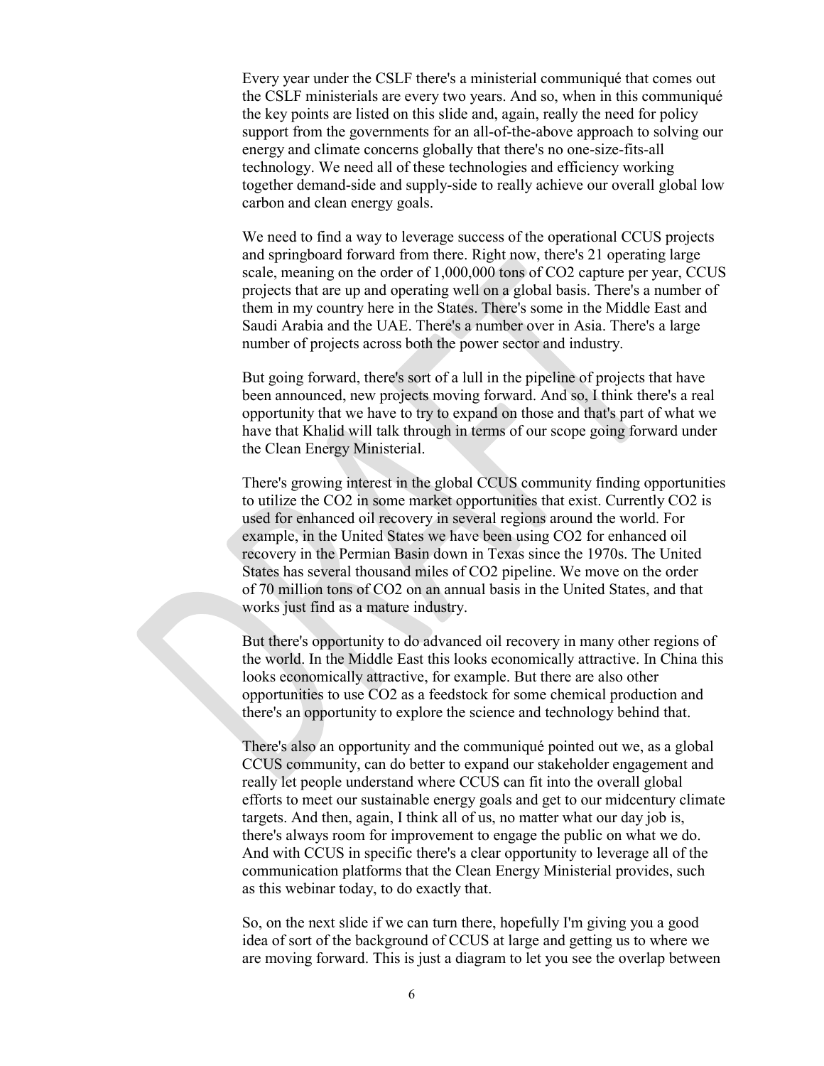Every year under the CSLF there's a ministerial communiqué that comes out the CSLF ministerials are every two years. And so, when in this communiqué the key points are listed on this slide and, again, really the need for policy support from the governments for an all-of-the-above approach to solving our energy and climate concerns globally that there's no one-size-fits-all technology. We need all of these technologies and efficiency working together demand-side and supply-side to really achieve our overall global low carbon and clean energy goals.

We need to find a way to leverage success of the operational CCUS projects and springboard forward from there. Right now, there's 21 operating large scale, meaning on the order of 1,000,000 tons of $CO_2$ capture per year, CCUS projects that are up and operating well on a global basis. There's a number of them in my country here in the States. There's some in the Middle East and Saudi Arabia and the UAE. There's a number over in Asia. There's a large number of projects across both the power sector and industry.

But going forward, there's sort of a lull in the pipeline of projects that have been announced, new projects moving forward. And so, I think there's a real opportunity that we have to try to expand on those and that's part of what we have that Khalid will talk through in terms of our scope going forward under the Clean Energy Ministerial.

There's growing interest in the global CCUS community finding opportunities to utilize the $CO_2$ in some market opportunities that exist. Currently $CO_2$ is used for enhanced oil recovery in several regions around the world. For example, in the United States we have been using $CO_2$ for enhanced oil recovery in the Permian Basin down in Texas since the 1970s. The United States has several thousand miles of $CO_2$ pipeline. We move on the order of 70 million tons of $CO_2$ on an annual basis in the United States, and that works just find as a mature industry.

But there's opportunity to do advanced oil recovery in many other regions of the world. In the Middle East this looks economically attractive. In China this looks economically attractive, for example. But there are also other opportunities to use $CO_2$ as a feedstock for some chemical production and there's an opportunity to explore the science and technology behind that.

There's also an opportunity and the communiqué pointed out we, as a global CCUS community, can do better to expand our stakeholder engagement and really let people understand where CCUS can fit into the overall global efforts to meet our sustainable energy goals and get to our midcentury climate targets. And then, again, I think all of us, no matter what our day job is, there's always room for improvement to engage the public on what we do. And with CCUS in specific there's a clear opportunity to leverage all of the communication platforms that the Clean Energy Ministerial provides, such as this webinar today, to do exactly that.

So, on the next slide if we can turn there, hopefully I'm giving you a good idea of sort of the background of CCUS at large and getting us to where we are moving forward. This is just a diagram to let you see the overlap between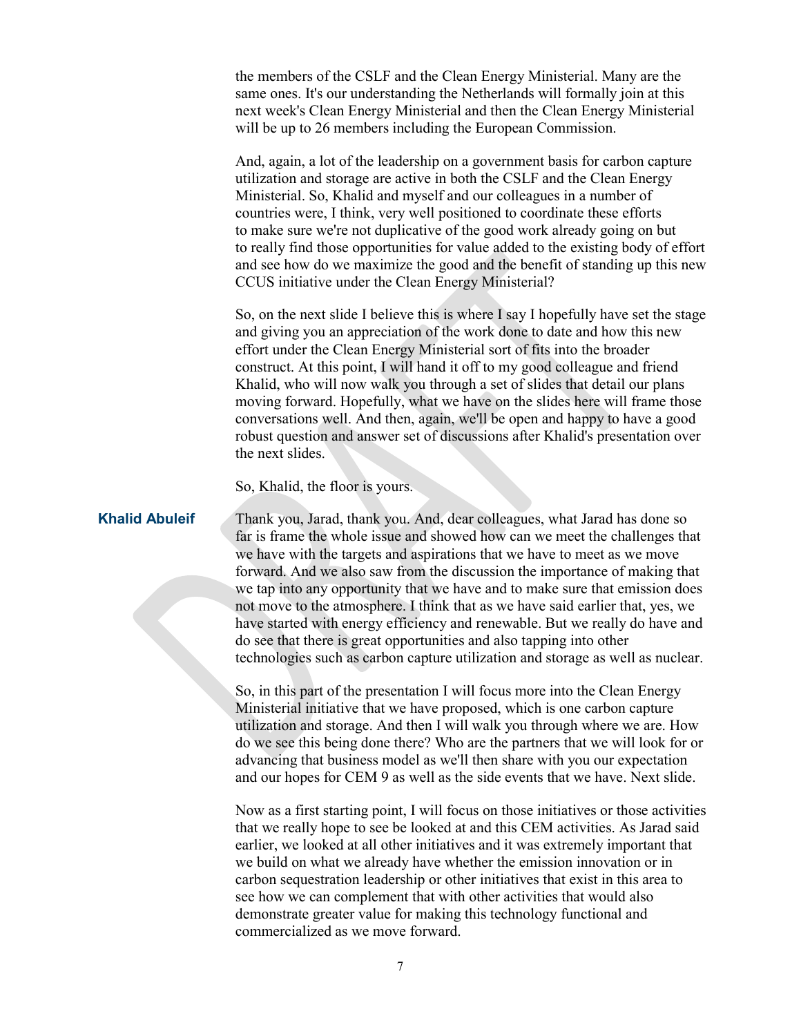the members of the CSLF and the Clean Energy Ministerial. Many are the same ones. It's our understanding the Netherlands will formally join at this next week's Clean Energy Ministerial and then the Clean Energy Ministerial will be up to 26 members including the European Commission.

And, again, a lot of the leadership on a government basis for carbon capture utilization and storage are active in both the CSLF and the Clean Energy Ministerial. So, Khalid and myself and our colleagues in a number of countries were, I think, very well positioned to coordinate these efforts to make sure we're not duplicative of the good work already going on but to really find those opportunities for value added to the existing body of effort and see how do we maximize the good and the benefit of standing up this new CCUS initiative under the Clean Energy Ministerial?

So, on the next slide I believe this is where I say I hopefully have set the stage and giving you an appreciation of the work done to date and how this new effort under the Clean Energy Ministerial sort of fits into the broader construct. At this point, I will hand it off to my good colleague and friend Khalid, who will now walk you through a set of slides that detail our plans moving forward. Hopefully, what we have on the slides here will frame those conversations well. And then, again, we'll be open and happy to have a good robust question and answer set of discussions after Khalid's presentation over the next slides.

So, Khalid, the floor is yours.

**Khalid Abuleif** Thank you, Jarad, thank you. And, dear colleagues, what Jarad has done so far is frame the whole issue and showed how can we meet the challenges that we have with the targets and aspirations that we have to meet as we move forward. And we also saw from the discussion the importance of making that we tap into any opportunity that we have and to make sure that emission does not move to the atmosphere. I think that as we have said earlier that, yes, we have started with energy efficiency and renewable. But we really do have and do see that there is great opportunities and also tapping into other technologies such as carbon capture utilization and storage as well as nuclear.

So, in this part of the presentation I will focus more into the Clean Energy Ministerial initiative that we have proposed, which is one carbon capture utilization and storage. And then I will walk you through where we are. How do we see this being done there? Who are the partners that we will look for or advancing that business model as we'll then share with you our expectation and our hopes for CEM 9 as well as the side events that we have. Next slide.

Now as a first starting point, I will focus on those initiatives or those activities that we really hope to see be looked at and this CEM activities. As Jarad said earlier, we looked at all other initiatives and it was extremely important that we build on what we already have whether the emission innovation or in carbon sequestration leadership or other initiatives that exist in this area to see how we can complement that with other activities that would also demonstrate greater value for making this technology functional and commercialized as we move forward.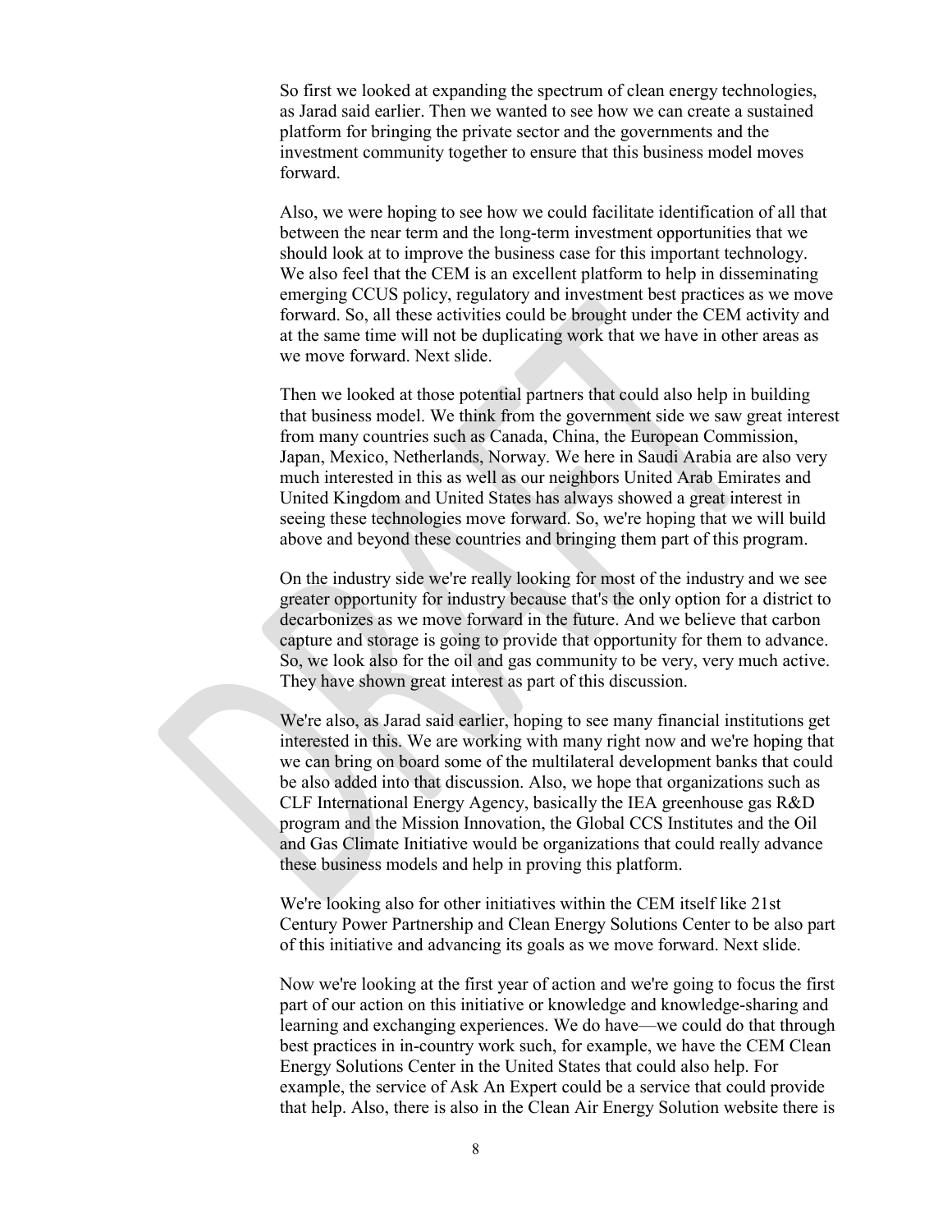So first we looked at expanding the spectrum of clean energy technologies, as Jarad said earlier. Then we wanted to see how we can create a sustained platform for bringing the private sector and the governments and the investment community together to ensure that this business model moves forward.

Also, we were hoping to see how we could facilitate identification of all that between the near term and the long-term investment opportunities that we should look at to improve the business case for this important technology. We also feel that the CEM is an excellent platform to help in disseminating emerging CCUS policy, regulatory and investment best practices as we move forward. So, all these activities could be brought under the CEM activity and at the same time will not be duplicating work that we have in other areas as we move forward. Next slide.

Then we looked at those potential partners that could also help in building that business model. We think from the government side we saw great interest from many countries such as Canada, China, the European Commission, Japan, Mexico, Netherlands, Norway. We here in Saudi Arabia are also very much interested in this as well as our neighbors United Arab Emirates and United Kingdom and United States has always showed a great interest in seeing these technologies move forward. So, we're hoping that we will build above and beyond these countries and bringing them part of this program.

On the industry side we're really looking for most of the industry and we see greater opportunity for industry because that's the only option for a district to decarbonizes as we move forward in the future. And we believe that carbon capture and storage is going to provide that opportunity for them to advance. So, we look also for the oil and gas community to be very, very much active. They have shown great interest as part of this discussion.

We're also, as Jarad said earlier, hoping to see many financial institutions get interested in this. We are working with many right now and we're hoping that we can bring on board some of the multilateral development banks that could be also added into that discussion. Also, we hope that organizations such as CLF International Energy Agency, basically the IEA greenhouse gas R&D program and the Mission Innovation, the Global CCS Institutes and the Oil and Gas Climate Initiative would be organizations that could really advance these business models and help in proving this platform.

We're looking also for other initiatives within the CEM itself like 21st Century Power Partnership and Clean Energy Solutions Center to be also part of this initiative and advancing its goals as we move forward. Next slide.

Now we're looking at the first year of action and we're going to focus the first part of our action on this initiative or knowledge and knowledge-sharing and learning and exchanging experiences. We do have—we could do that through best practices in in-country work such, for example, we have the CEM Clean Energy Solutions Center in the United States that could also help. For example, the service of Ask An Expert could be a service that could provide that help. Also, there is also in the Clean Air Energy Solution website there is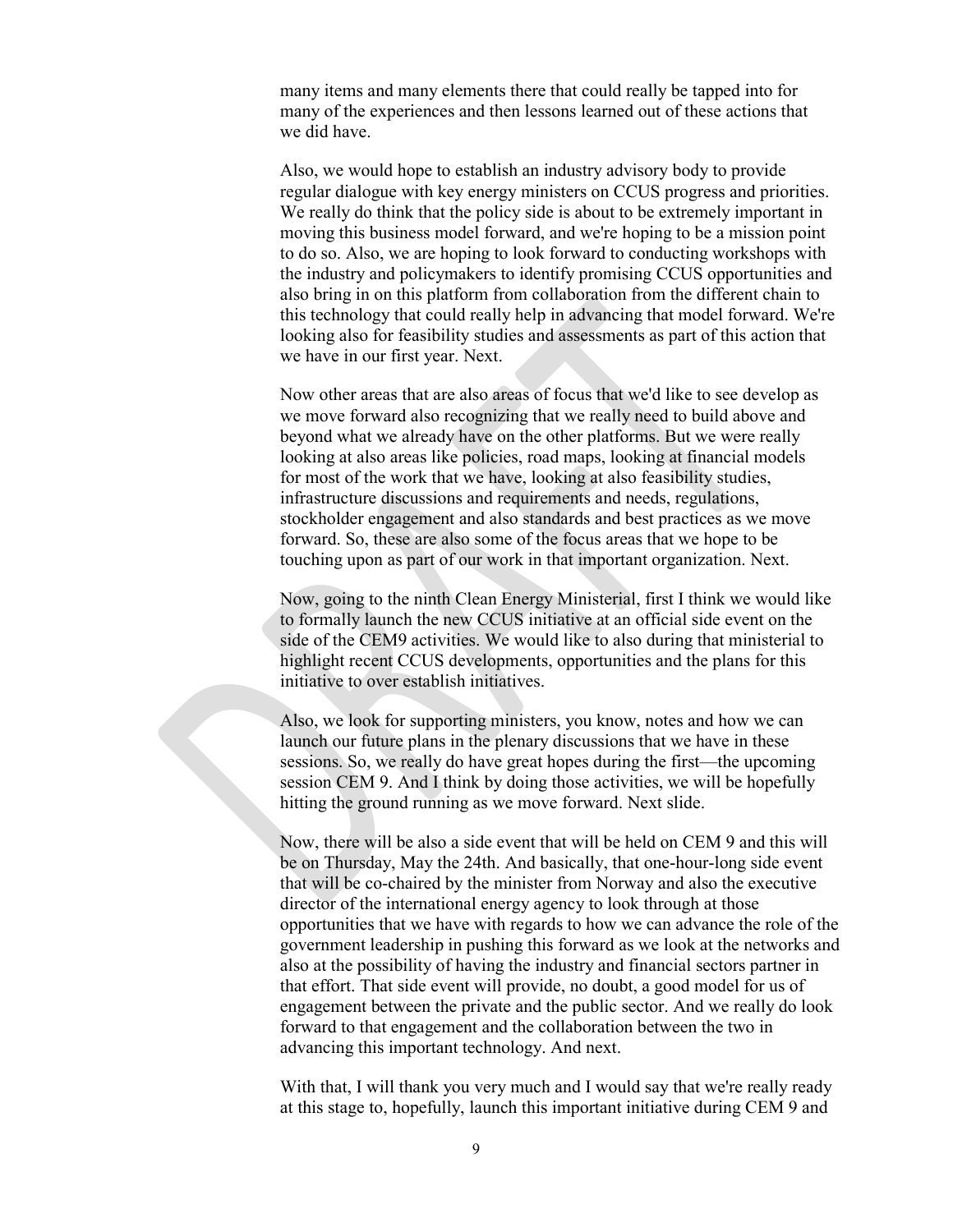many items and many elements there that could really be tapped into for many of the experiences and then lessons learned out of these actions that we did have.

Also, we would hope to establish an industry advisory body to provide regular dialogue with key energy ministers on CCUS progress and priorities. We really do think that the policy side is about to be extremely important in moving this business model forward, and we're hoping to be a mission point to do so. Also, we are hoping to look forward to conducting workshops with the industry and policymakers to identify promising CCUS opportunities and also bring in on this platform from collaboration from the different chain to this technology that could really help in advancing that model forward. We're looking also for feasibility studies and assessments as part of this action that we have in our first year. Next.

Now other areas that are also areas of focus that we'd like to see develop as we move forward also recognizing that we really need to build above and beyond what we already have on the other platforms. But we were really looking at also areas like policies, road maps, looking at financial models for most of the work that we have, looking at also feasibility studies, infrastructure discussions and requirements and needs, regulations, stockholder engagement and also standards and best practices as we move forward. So, these are also some of the focus areas that we hope to be touching upon as part of our work in that important organization. Next.

Now, going to the ninth Clean Energy Ministerial, first I think we would like to formally launch the new CCUS initiative at an official side event on the side of the CEM9 activities. We would like to also during that ministerial to highlight recent CCUS developments, opportunities and the plans for this initiative to over establish initiatives.

Also, we look for supporting ministers, you know, notes and how we can launch our future plans in the plenary discussions that we have in these sessions. So, we really do have great hopes during the first—the upcoming session CEM 9. And I think by doing those activities, we will be hopefully hitting the ground running as we move forward. Next slide.

Now, there will be also a side event that will be held on CEM 9 and this will be on Thursday, May the 24th. And basically, that one-hour-long side event that will be co-chaired by the minister from Norway and also the executive director of the international energy agency to look through at those opportunities that we have with regards to how we can advance the role of the government leadership in pushing this forward as we look at the networks and also at the possibility of having the industry and financial sectors partner in that effort. That side event will provide, no doubt, a good model for us of engagement between the private and the public sector. And we really do look forward to that engagement and the collaboration between the two in advancing this important technology. And next.

With that, I will thank you very much and I would say that we're really ready at this stage to, hopefully, launch this important initiative during CEM 9 and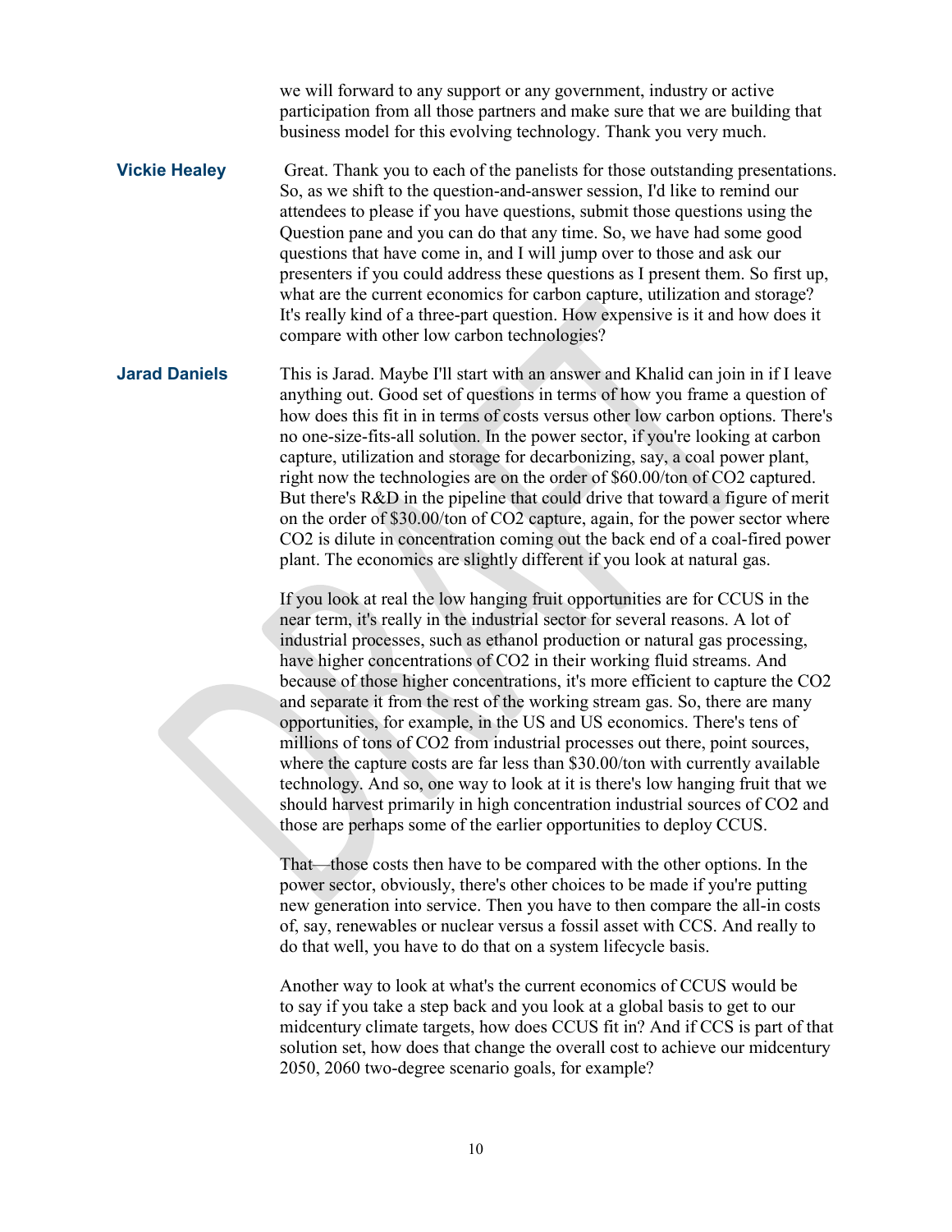we will forward to any support or any government, industry or active participation from all those partners and make sure that we are building that business model for this evolving technology. Thank you very much.

**Vickie Healey** Great. Thank you to each of the panelists for those outstanding presentations. So, as we shift to the question-and-answer session, I'd like to remind our attendees to please if you have questions, submit those questions using the Question pane and you can do that any time. So, we have had some good questions that have come in, and I will jump over to those and ask our presenters if you could address these questions as I present them. So first up, what are the current economics for carbon capture, utilization and storage? It's really kind of a three-part question. How expensive is it and how does it compare with other low carbon technologies?

**Jarad Daniels** This is Jarad. Maybe I'll start with an answer and Khalid can join in if I leave anything out. Good set of questions in terms of how you frame a question of how does this fit in in terms of costs versus other low carbon options. There's no one-size-fits-all solution. In the power sector, if you're looking at carbon capture, utilization and storage for decarbonizing, say, a coal power plant, right now the technologies are on the order of $60.00/ton of CO2 captured. But there's R&D in the pipeline that could drive that toward a figure of merit on the order of $30.00/ton of CO2 capture, again, for the power sector where CO2 is dilute in concentration coming out the back end of a coal-fired power plant. The economics are slightly different if you look at natural gas.

If you look at real the low hanging fruit opportunities are for CCUS in the near term, it's really in the industrial sector for several reasons. A lot of industrial processes, such as ethanol production or natural gas processing, have higher concentrations of CO2 in their working fluid streams. And because of those higher concentrations, it's more efficient to capture the CO2 and separate it from the rest of the working stream gas. So, there are many opportunities, for example, in the US and US economics. There's tens of millions of tons of CO2 from industrial processes out there, point sources, where the capture costs are far less than $30.00/ton with currently available technology. And so, one way to look at it is there's low hanging fruit that we should harvest primarily in high concentration industrial sources of CO2 and those are perhaps some of the earlier opportunities to deploy CCUS.

That—those costs then have to be compared with the other options. In the power sector, obviously, there's other choices to be made if you're putting new generation into service. Then you have to then compare the all-in costs of, say, renewables or nuclear versus a fossil asset with CCS. And really to do that well, you have to do that on a system lifecycle basis.

Another way to look at what's the current economics of CCUS would be to say if you take a step back and you look at a global basis to get to our midcentury climate targets, how does CCUS fit in? And if CCS is part of that solution set, how does that change the overall cost to achieve our midcentury 2050, 2060 two-degree scenario goals, for example?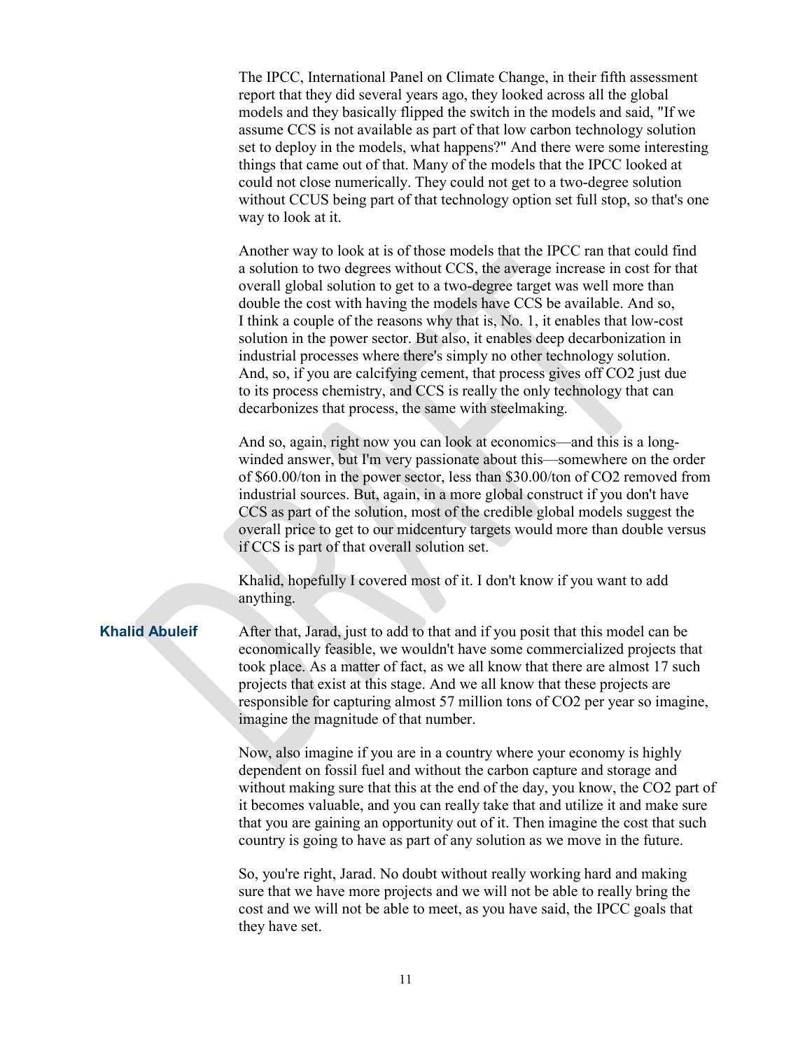The IPCC, International Panel on Climate Change, in their fifth assessment report that they did several years ago, they looked across all the global models and they basically flipped the switch in the models and said, "If we assume CCS is not available as part of that low carbon technology solution set to deploy in the models, what happens?" And there were some interesting things that came out of that. Many of the models that the IPCC looked at could not close numerically. They could not get to a two-degree solution without CCUS being part of that technology option set full stop, so that's one way to look at it.

Another way to look at is of those models that the IPCC ran that could find a solution to two degrees without CCS, the average increase in cost for that overall global solution to get to a two-degree target was well more than double the cost with having the models have CCS be available. And so, I think a couple of the reasons why that is, No. 1, it enables that low-cost solution in the power sector. But also, it enables deep decarbonization in industrial processes where there's simply no other technology solution. And, so, if you are calcifying cement, that process gives off $CO_2$ just due to its process chemistry, and CCS is really the only technology that can decarbonizes that process, the same with steelmaking.

And so, again, right now you can look at economics—and this is a long-winded answer, but I'm very passionate about this—somewhere on the order of $60.00/ton in the power sector, less than $30.00/ton of $CO_2$ removed from industrial sources. But, again, in a more global construct if you don't have CCS as part of the solution, most of the credible global models suggest the overall price to get to our midcentury targets would more than double versus if CCS is part of that overall solution set.

Khalid, hopefully I covered most of it. I don't know if you want to add anything.

**Khalid Abuleif** After that, Jarad, just to add to that and if you posit that this model can be economically feasible, we wouldn't have some commercialized projects that took place. As a matter of fact, as we all know that there are almost 17 such projects that exist at this stage. And we all know that these projects are responsible for capturing almost 57 million tons of $CO_2$ per year so imagine, imagine the magnitude of that number.

Now, also imagine if you are in a country where your economy is highly dependent on fossil fuel and without the carbon capture and storage and without making sure that this at the end of the day, you know, the $CO_2$ part of it becomes valuable, and you can really take that and utilize it and make sure that you are gaining an opportunity out of it. Then imagine the cost that such country is going to have as part of any solution as we move in the future.

So, you're right, Jarad. No doubt without really working hard and making sure that we have more projects and we will not be able to really bring the cost and we will not be able to meet, as you have said, the IPCC goals that they have set.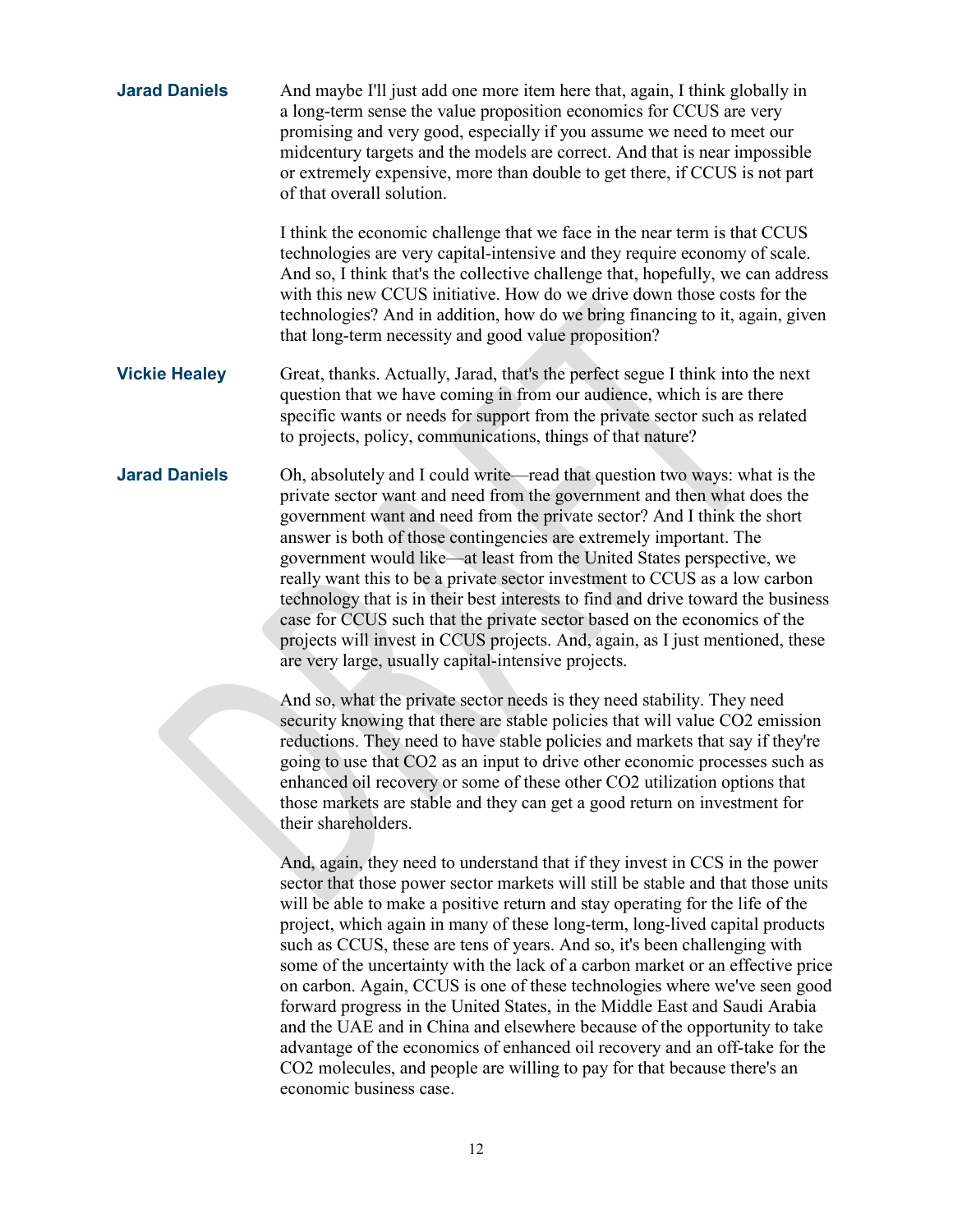**Jarad Daniels** And maybe I'll just add one more item here that, again, I think globally in a long-term sense the value proposition economics for CCUS are very promising and very good, especially if you assume we need to meet our midcentury targets and the models are correct. And that is near impossible or extremely expensive, more than double to get there, if CCUS is not part of that overall solution.

I think the economic challenge that we face in the near term is that CCUS technologies are very capital-intensive and they require economy of scale. And so, I think that's the collective challenge that, hopefully, we can address with this new CCUS initiative. How do we drive down those costs for the technologies? And in addition, how do we bring financing to it, again, given that long-term necessity and good value proposition?

**Vickie Healey** Great, thanks. Actually, Jarad, that's the perfect segue I think into the next question that we have coming in from our audience, which is are there specific wants or needs for support from the private sector such as related to projects, policy, communications, things of that nature?

**Jarad Daniels** Oh, absolutely and I could write—read that question two ways: what is the private sector want and need from the government and then what does the government want and need from the private sector? And I think the short answer is both of those contingencies are extremely important. The government would like—at least from the United States perspective, we really want this to be a private sector investment to CCUS as a low carbon technology that is in their best interests to find and drive toward the business case for CCUS such that the private sector based on the economics of the projects will invest in CCUS projects. And, again, as I just mentioned, these are very large, usually capital-intensive projects.

And so, what the private sector needs is they need stability. They need security knowing that there are stable policies that will value $CO_2$ emission reductions. They need to have stable policies and markets that say if they're going to use that $CO_2$ as an input to drive other economic processes such as enhanced oil recovery or some of these other $CO_2$ utilization options that those markets are stable and they can get a good return on investment for their shareholders.

And, again, they need to understand that if they invest in CCS in the power sector that those power sector markets will still be stable and that those units will be able to make a positive return and stay operating for the life of the project, which again in many of these long-term, long-lived capital products such as CCUS, these are tens of years. And so, it's been challenging with some of the uncertainty with the lack of a carbon market or an effective price on carbon. Again, CCUS is one of these technologies where we've seen good forward progress in the United States, in the Middle East and Saudi Arabia and the UAE and in China and elsewhere because of the opportunity to take advantage of the economics of enhanced oil recovery and an off-take for the $CO_2$ molecules, and people are willing to pay for that because there's an economic business case.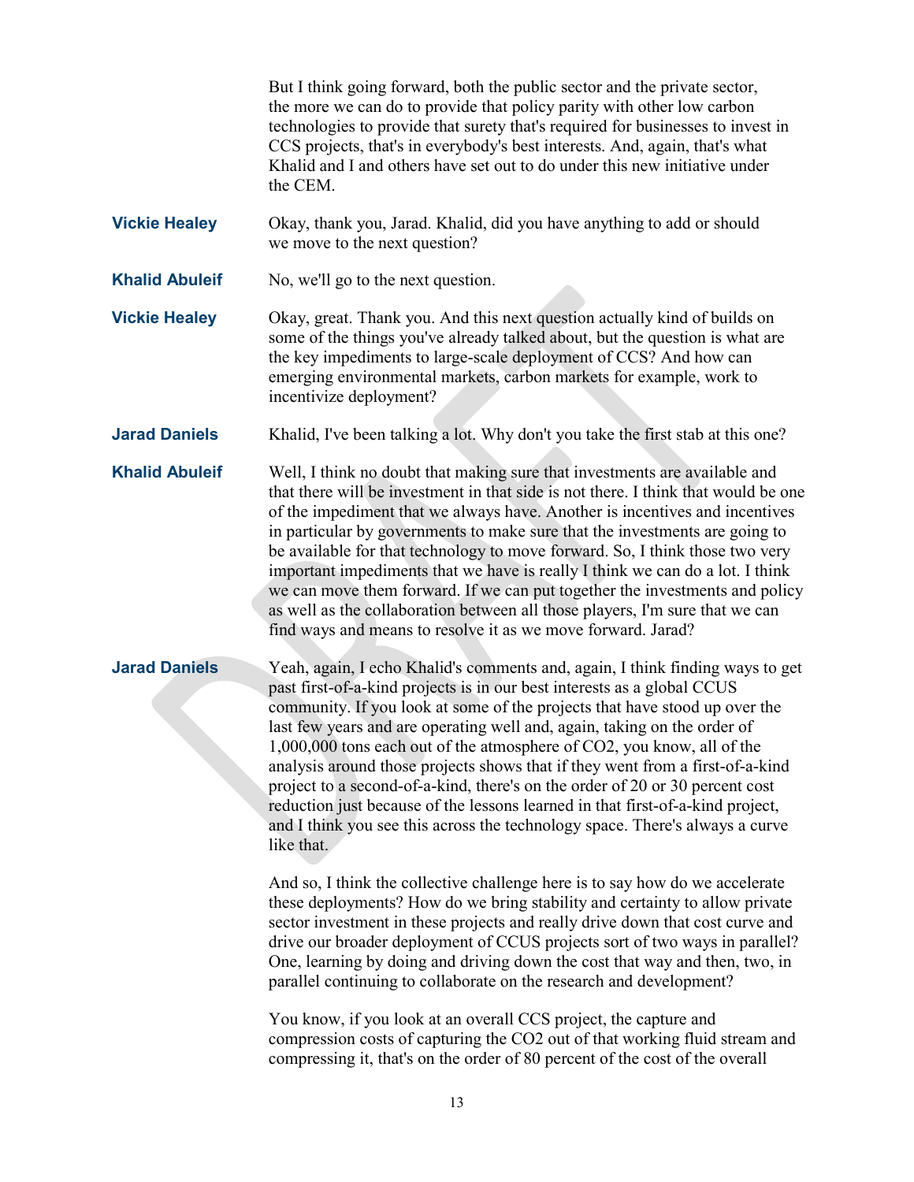But I think going forward, both the public sector and the private sector, the more we can do to provide that policy parity with other low carbon technologies to provide that surety that's required for businesses to invest in CCS projects, that's in everybody's best interests. And, again, that's what Khalid and I and others have set out to do under this new initiative under the CEM.

**Vickie Healey** Okay, thank you, Jarad. Khalid, did you have anything to add or should we move to the next question?

**Khalid Abuleif** No, we'll go to the next question.

**Vickie Healey** Okay, great. Thank you. And this next question actually kind of builds on some of the things you've already talked about, but the question is what are the key impediments to large-scale deployment of CCS? And how can emerging environmental markets, carbon markets for example, work to incentivize deployment?

**Jarad Daniels** Khalid, I've been talking a lot. Why don't you take the first stab at this one?

**Khalid Abuleif** Well, I think no doubt that making sure that investments are available and that there will be investment in that side is not there. I think that would be one of the impediment that we always have. Another is incentives and incentives in particular by governments to make sure that the investments are going to be available for that technology to move forward. So, I think those two very important impediments that we have is really I think we can do a lot. I think we can move them forward. If we can put together the investments and policy as well as the collaboration between all those players, I'm sure that we can find ways and means to resolve it as we move forward. Jarad?

**Jarad Daniels** Yeah, again, I echo Khalid's comments and, again, I think finding ways to get past first-of-a-kind projects is in our best interests as a global CCUS community. If you look at some of the projects that have stood up over the last few years and are operating well and, again, taking on the order of 1,000,000 tons each out of the atmosphere of CO2, you know, all of the analysis around those projects shows that if they went from a first-of-a-kind project to a second-of-a-kind, there's on the order of 20 or 30 percent cost reduction just because of the lessons learned in that first-of-a-kind project, and I think you see this across the technology space. There's always a curve like that.

And so, I think the collective challenge here is to say how do we accelerate these deployments? How do we bring stability and certainty to allow private sector investment in these projects and really drive down that cost curve and drive our broader deployment of CCUS projects sort of two ways in parallel? One, learning by doing and driving down the cost that way and then, two, in parallel continuing to collaborate on the research and development?

You know, if you look at an overall CCS project, the capture and compression costs of capturing the CO2 out of that working fluid stream and compressing it, that's on the order of 80 percent of the cost of the overall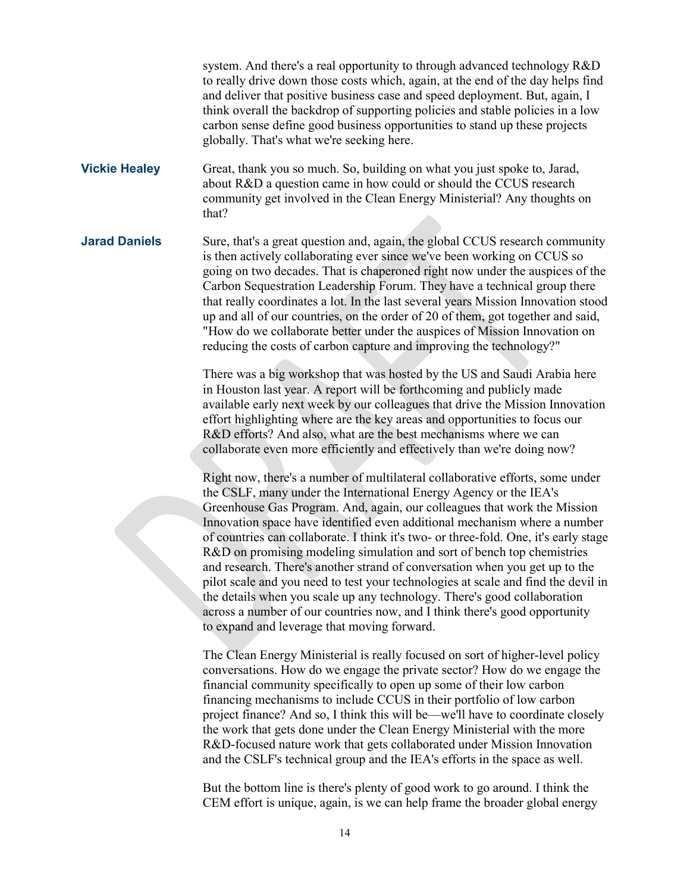system. And there's a real opportunity to through advanced technology R&D to really drive down those costs which, again, at the end of the day helps find and deliver that positive business case and speed deployment. But, again, I think overall the backdrop of supporting policies and stable policies in a low carbon sense define good business opportunities to stand up these projects globally. That's what we're seeking here.

**Vickie Healey** Great, thank you so much. So, building on what you just spoke to, Jarad, about R&D a question came in how could or should the CCUS research community get involved in the Clean Energy Ministerial? Any thoughts on that?

**Jarad Daniels** Sure, that's a great question and, again, the global CCUS research community is then actively collaborating ever since we've been working on CCUS so going on two decades. That is chaperoned right now under the auspices of the Carbon Sequestration Leadership Forum. They have a technical group there that really coordinates a lot. In the last several years Mission Innovation stood up and all of our countries, on the order of 20 of them, got together and said, "How do we collaborate better under the auspices of Mission Innovation on reducing the costs of carbon capture and improving the technology?"

There was a big workshop that was hosted by the US and Saudi Arabia here in Houston last year. A report will be forthcoming and publicly made available early next week by our colleagues that drive the Mission Innovation effort highlighting where are the key areas and opportunities to focus our R&D efforts? And also, what are the best mechanisms where we can collaborate even more efficiently and effectively than we're doing now?

Right now, there's a number of multilateral collaborative efforts, some under the CSLF, many under the International Energy Agency or the IEA's Greenhouse Gas Program. And, again, our colleagues that work the Mission Innovation space have identified even additional mechanism where a number of countries can collaborate. I think it's two- or three-fold. One, it's early stage R&D on promising modeling simulation and sort of bench top chemistries and research. There's another strand of conversation when you get up to the pilot scale and you need to test your technologies at scale and find the devil in the details when you scale up any technology. There's good collaboration across a number of our countries now, and I think there's good opportunity to expand and leverage that moving forward.

The Clean Energy Ministerial is really focused on sort of higher-level policy conversations. How do we engage the private sector? How do we engage the financial community specifically to open up some of their low carbon financing mechanisms to include CCUS in their portfolio of low carbon project finance? And so, I think this will be—we'll have to coordinate closely the work that gets done under the Clean Energy Ministerial with the more R&D-focused nature work that gets collaborated under Mission Innovation and the CSLF's technical group and the IEA's efforts in the space as well.

But the bottom line is there's plenty of good work to go around. I think the CEM effort is unique, again, is we can help frame the broader global energy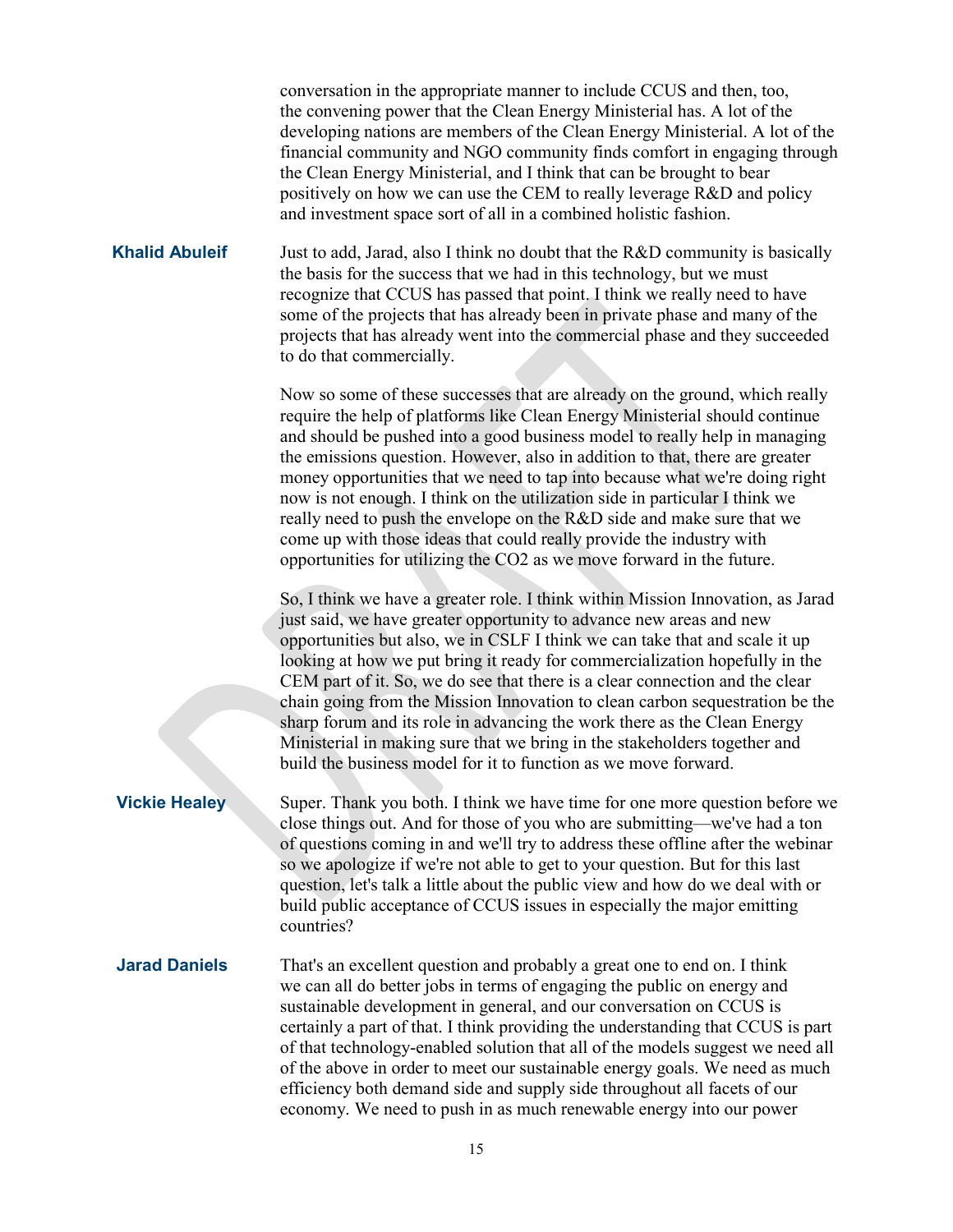conversation in the appropriate manner to include CCUS and then, too, the convening power that the Clean Energy Ministerial has. A lot of the developing nations are members of the Clean Energy Ministerial. A lot of the financial community and NGO community finds comfort in engaging through the Clean Energy Ministerial, and I think that can be brought to bear positively on how we can use the CEM to really leverage R&D and policy and investment space sort of all in a combined holistic fashion.

**Khalid Abuleif**

Just to add, Jarad, also I think no doubt that the R&D community is basically the basis for the success that we had in this technology, but we must recognize that CCUS has passed that point. I think we really need to have some of the projects that has already been in private phase and many of the projects that has already went into the commercial phase and they succeeded to do that commercially.

Now so some of these successes that are already on the ground, which really require the help of platforms like Clean Energy Ministerial should continue and should be pushed into a good business model to really help in managing the emissions question. However, also in addition to that, there are greater money opportunities that we need to tap into because what we're doing right now is not enough. I think on the utilization side in particular I think we really need to push the envelope on the R&D side and make sure that we come up with those ideas that could really provide the industry with opportunities for utilizing the $CO_2$ as we move forward in the future.

So, I think we have a greater role. I think within Mission Innovation, as Jarad just said, we have greater opportunity to advance new areas and new opportunities but also, we in CSLF I think we can take that and scale it up looking at how we put bring it ready for commercialization hopefully in the CEM part of it. So, we do see that there is a clear connection and the clear chain going from the Mission Innovation to clean carbon sequestration be the sharp forum and its role in advancing the work there as the Clean Energy Ministerial in making sure that we bring in the stakeholders together and build the business model for it to function as we move forward.

**Vickie Healey**

Super. Thank you both. I think we have time for one more question before we close things out. And for those of you who are submitting—we've had a ton of questions coming in and we'll try to address these offline after the webinar so we apologize if we're not able to get to your question. But for this last question, let's talk a little about the public view and how do we deal with or build public acceptance of CCUS issues in especially the major emitting countries?

**Jarad Daniels**

That's an excellent question and probably a great one to end on. I think we can all do better jobs in terms of engaging the public on energy and sustainable development in general, and our conversation on CCUS is certainly a part of that. I think providing the understanding that CCUS is part of that technology-enabled solution that all of the models suggest we need all of the above in order to meet our sustainable energy goals. We need as much efficiency both demand side and supply side throughout all facets of our economy. We need to push in as much renewable energy into our power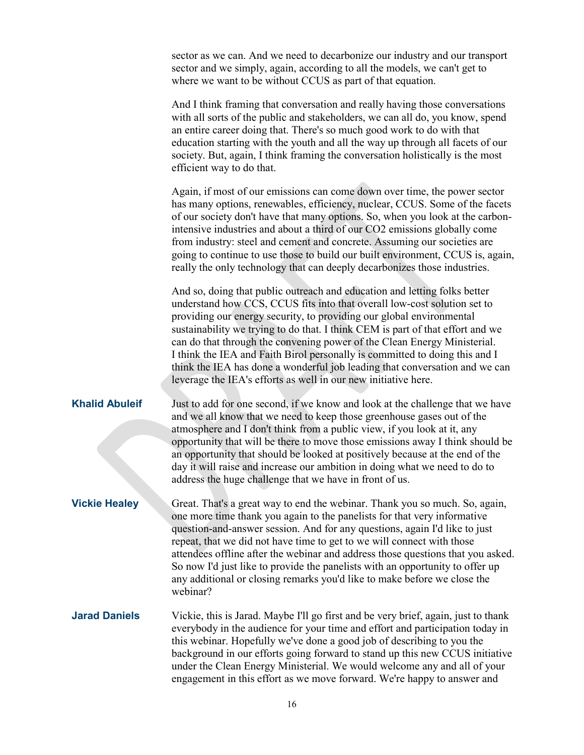sector as we can. And we need to decarbonize our industry and our transport sector and we simply, again, according to all the models, we can't get to where we want to be without CCUS as part of that equation.

And I think framing that conversation and really having those conversations with all sorts of the public and stakeholders, we can all do, you know, spend an entire career doing that. There's so much good work to do with that education starting with the youth and all the way up through all facets of our society. But, again, I think framing the conversation holistically is the most efficient way to do that.

Again, if most of our emissions can come down over time, the power sector has many options, renewables, efficiency, nuclear, CCUS. Some of the facets of our society don't have that many options. So, when you look at the carbon-intensive industries and about a third of our CO2 emissions globally come from industry: steel and cement and concrete. Assuming our societies are going to continue to use those to build our built environment, CCUS is, again, really the only technology that can deeply decarbonizes those industries.

And so, doing that public outreach and education and letting folks better understand how CCS, CCUS fits into that overall low-cost solution set to providing our energy security, to providing our global environmental sustainability we trying to do that. I think CEM is part of that effort and we can do that through the convening power of the Clean Energy Ministerial. I think the IEA and Faith Birol personally is committed to doing this and I think the IEA has done a wonderful job leading that conversation and we can leverage the IEA's efforts as well in our new initiative here.

**Khalid Abuleif** Just to add for one second, if we know and look at the challenge that we have and we all know that we need to keep those greenhouse gases out of the atmosphere and I don't think from a public view, if you look at it, any opportunity that will be there to move those emissions away I think should be an opportunity that should be looked at positively because at the end of the day it will raise and increase our ambition in doing what we need to do to address the huge challenge that we have in front of us.

**Vickie Healey** Great. That's a great way to end the webinar. Thank you so much. So, again, one more time thank you again to the panelists for that very informative question-and-answer session. And for any questions, again I'd like to just repeat, that we did not have time to get to we will connect with those attendees offline after the webinar and address those questions that you asked. So now I'd just like to provide the panelists with an opportunity to offer up any additional or closing remarks you'd like to make before we close the webinar?

**Jarad Daniels** Vickie, this is Jarad. Maybe I'll go first and be very brief, again, just to thank everybody in the audience for your time and effort and participation today in this webinar. Hopefully we've done a good job of describing to you the background in our efforts going forward to stand up this new CCUS initiative under the Clean Energy Ministerial. We would welcome any and all of your engagement in this effort as we move forward. We're happy to answer and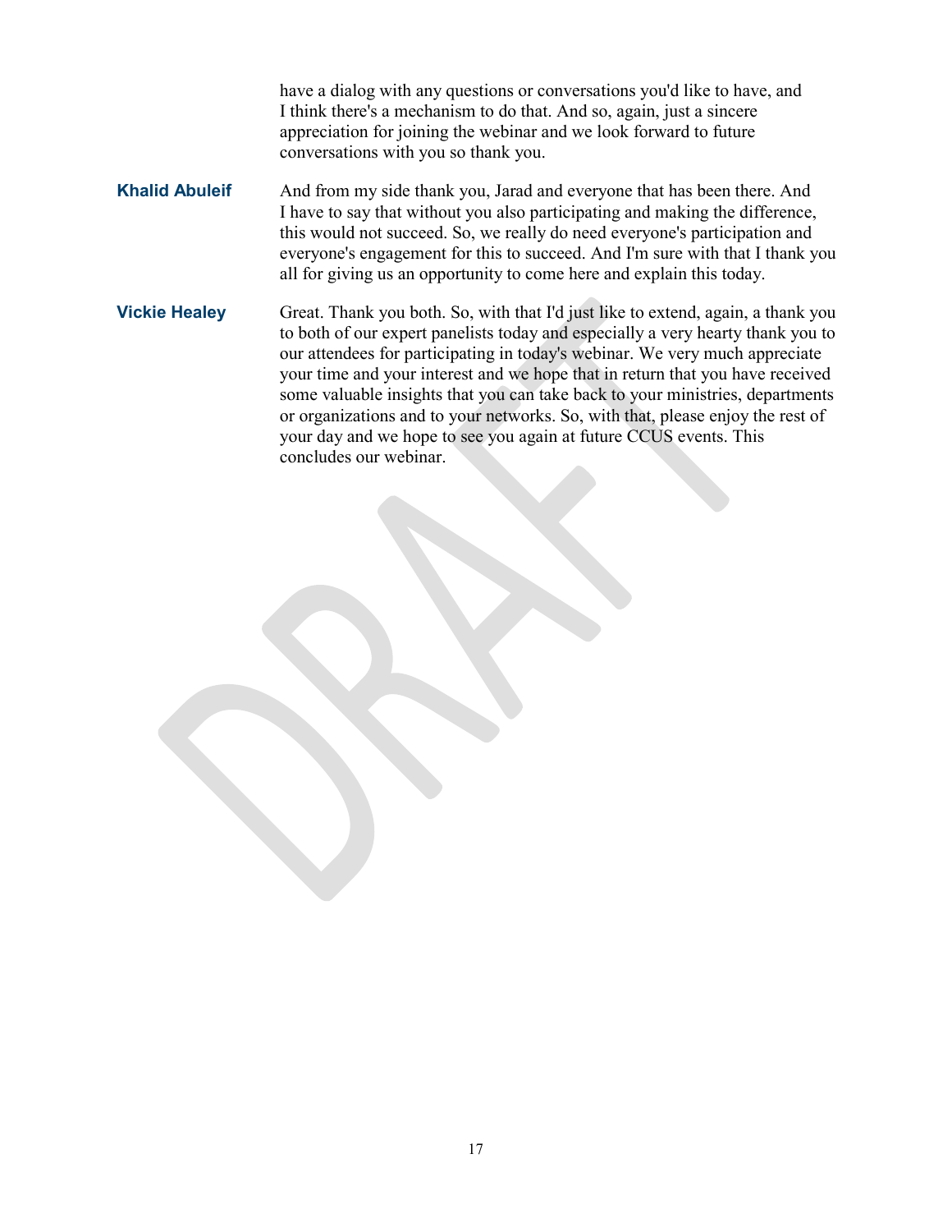have a dialog with any questions or conversations you'd like to have, and I think there's a mechanism to do that. And so, again, just a sincere appreciation for joining the webinar and we look forward to future conversations with you so thank you.

**Khalid Abuleif** And from my side thank you, Jarad and everyone that has been there. And I have to say that without you also participating and making the difference, this would not succeed. So, we really do need everyone's participation and everyone's engagement for this to succeed. And I'm sure with that I thank you all for giving us an opportunity to come here and explain this today.

**Vickie Healey** Great. Thank you both. So, with that I'd just like to extend, again, a thank you to both of our expert panelists today and especially a very hearty thank you to our attendees for participating in today's webinar. We very much appreciate your time and your interest and we hope that in return that you have received some valuable insights that you can take back to your ministries, departments or organizations and to your networks. So, with that, please enjoy the rest of your day and we hope to see you again at future CCUS events. This concludes our webinar.